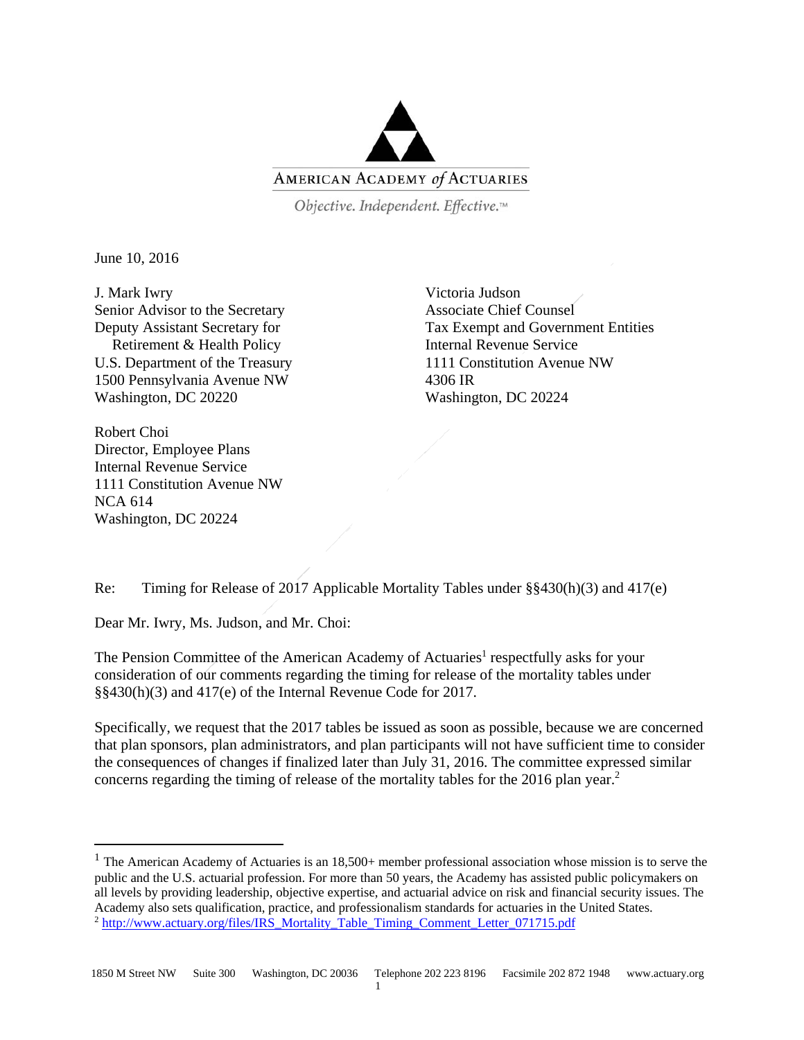AMERICAN ACADEMY *of* ACTUARIES

*Objective. Independent. Effective.™*

June 10, 2016

J. Mark Iwry
Senior Advisor to the Secretary
Deputy Assistant Secretary for
Retirement & Health Policy
U.S. Department of the Treasury
1500 Pennsylvania Avenue NW
Washington, DC 20220

Victoria Judson
Associate Chief Counsel
Tax Exempt and Government Entities
Internal Revenue Service
1111 Constitution Avenue NW
4306 IR
Washington, DC 20224

Robert Choi
Director, Employee Plans
Internal Revenue Service
1111 Constitution Avenue NW
NCA 614
Washington, DC 20224

Re: Timing for Release of 2017 Applicable Mortality Tables under §§430(h)(3) and 417(e)

Dear Mr. Iwry, Ms. Judson, and Mr. Choi:

The Pension Committee of the American Academy of Actuaries[1] respectfully asks for your consideration of our comments regarding the timing for release of the mortality tables under §§430(h)(3) and 417(e) of the Internal Revenue Code for 2017.

Specifically, we request that the 2017 tables be issued as soon as possible, because we are concerned that plan sponsors, plan administrators, and plan participants will not have sufficient time to consider the consequences of changes if finalized later than July 31, 2016. The committee expressed similar concerns regarding the timing of release of the mortality tables for the 2016 plan year.[2]

---

[1] The American Academy of Actuaries is an 18,500+ member professional association whose mission is to serve the public and the U.S. actuarial profession. For more than 50 years, the Academy has assisted public policymakers on all levels by providing leadership, objective expertise, and actuarial advice on risk and financial security issues. The Academy also sets qualification, practice, and professionalism standards for actuaries in the United States.

[2] http://www.actuary.org/files/IRS_Mortality_Table_Timing_Comment_Letter_071715.pdf

1850 M Street NW Suite 300 Washington, DC 20036 Telephone 202 223 8196 Facsimile 202 872 1948 www.actuary.org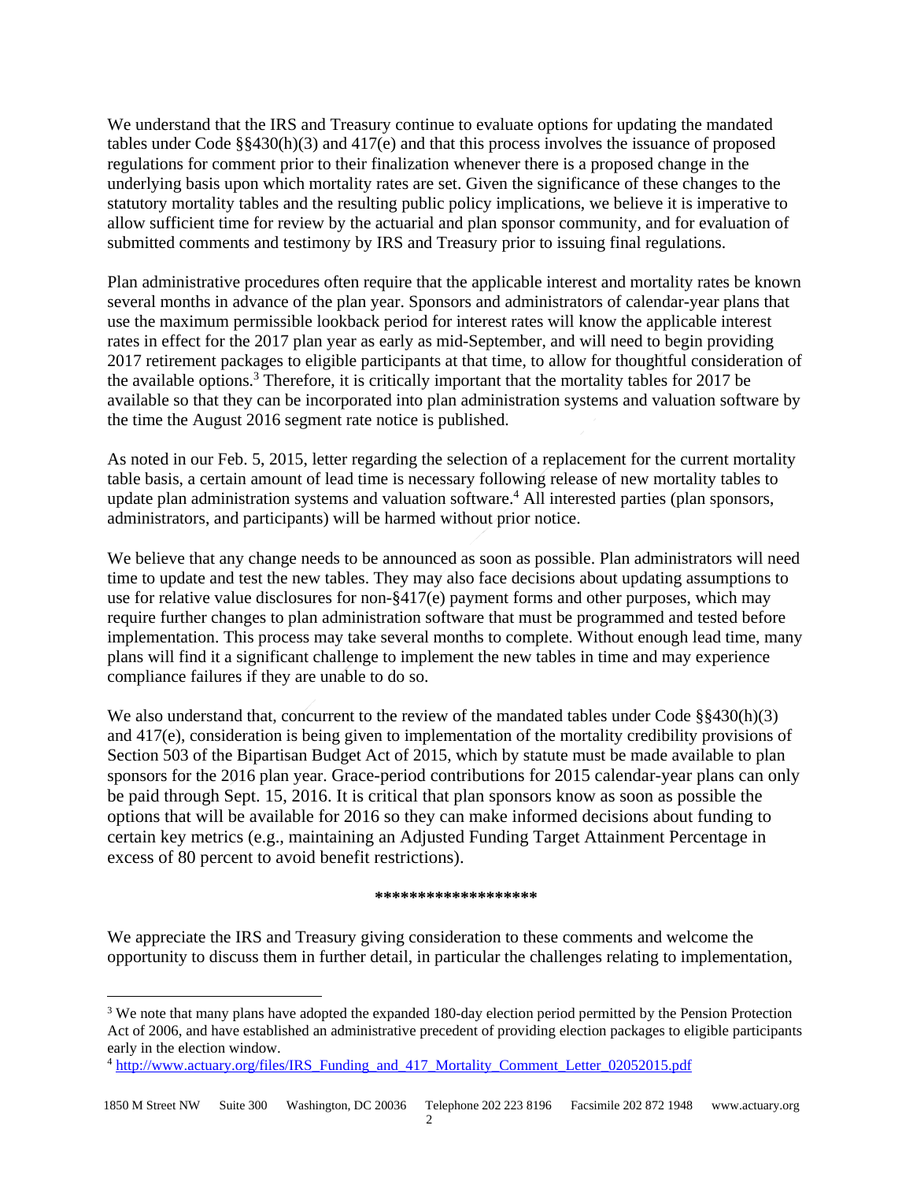We understand that the IRS and Treasury continue to evaluate options for updating the mandated tables under Code §§430(h)(3) and 417(e) and that this process involves the issuance of proposed regulations for comment prior to their finalization whenever there is a proposed change in the underlying basis upon which mortality rates are set. Given the significance of these changes to the statutory mortality tables and the resulting public policy implications, we believe it is imperative to allow sufficient time for review by the actuarial and plan sponsor community, and for evaluation of submitted comments and testimony by IRS and Treasury prior to issuing final regulations.

Plan administrative procedures often require that the applicable interest and mortality rates be known several months in advance of the plan year. Sponsors and administrators of calendar-year plans that use the maximum permissible lookback period for interest rates will know the applicable interest rates in effect for the 2017 plan year as early as mid-September, and will need to begin providing 2017 retirement packages to eligible participants at that time, to allow for thoughtful consideration of the available options.[3] Therefore, it is critically important that the mortality tables for 2017 be available so that they can be incorporated into plan administration systems and valuation software by the time the August 2016 segment rate notice is published.

As noted in our Feb. 5, 2015, letter regarding the selection of a replacement for the current mortality table basis, a certain amount of lead time is necessary following release of new mortality tables to update plan administration systems and valuation software.[4] All interested parties (plan sponsors, administrators, and participants) will be harmed without prior notice.

We believe that any change needs to be announced as soon as possible. Plan administrators will need time to update and test the new tables. They may also face decisions about updating assumptions to use for relative value disclosures for non-§417(e) payment forms and other purposes, which may require further changes to plan administration software that must be programmed and tested before implementation. This process may take several months to complete. Without enough lead time, many plans will find it a significant challenge to implement the new tables in time and may experience compliance failures if they are unable to do so.

We also understand that, concurrent to the review of the mandated tables under Code §§430(h)(3) and 417(e), consideration is being given to implementation of the mortality credibility provisions of Section 503 of the Bipartisan Budget Act of 2015, which by statute must be made available to plan sponsors for the 2016 plan year. Grace-period contributions for 2015 calendar-year plans can only be paid through Sept. 15, 2016. It is critical that plan sponsors know as soon as possible the options that will be available for 2016 so they can make informed decisions about funding to certain key metrics (e.g., maintaining an Adjusted Funding Target Attainment Percentage in excess of 80 percent to avoid benefit restrictions).

******************

We appreciate the IRS and Treasury giving consideration to these comments and welcome the opportunity to discuss them in further detail, in particular the challenges relating to implementation,

---

[3] We note that many plans have adopted the expanded 180-day election period permitted by the Pension Protection Act of 2006, and have established an administrative precedent of providing election packages to eligible participants early in the election window.

[4] http://www.actuary.org/files/IRS_Funding_and_417_Mortality_Comment_Letter_02052015.pdf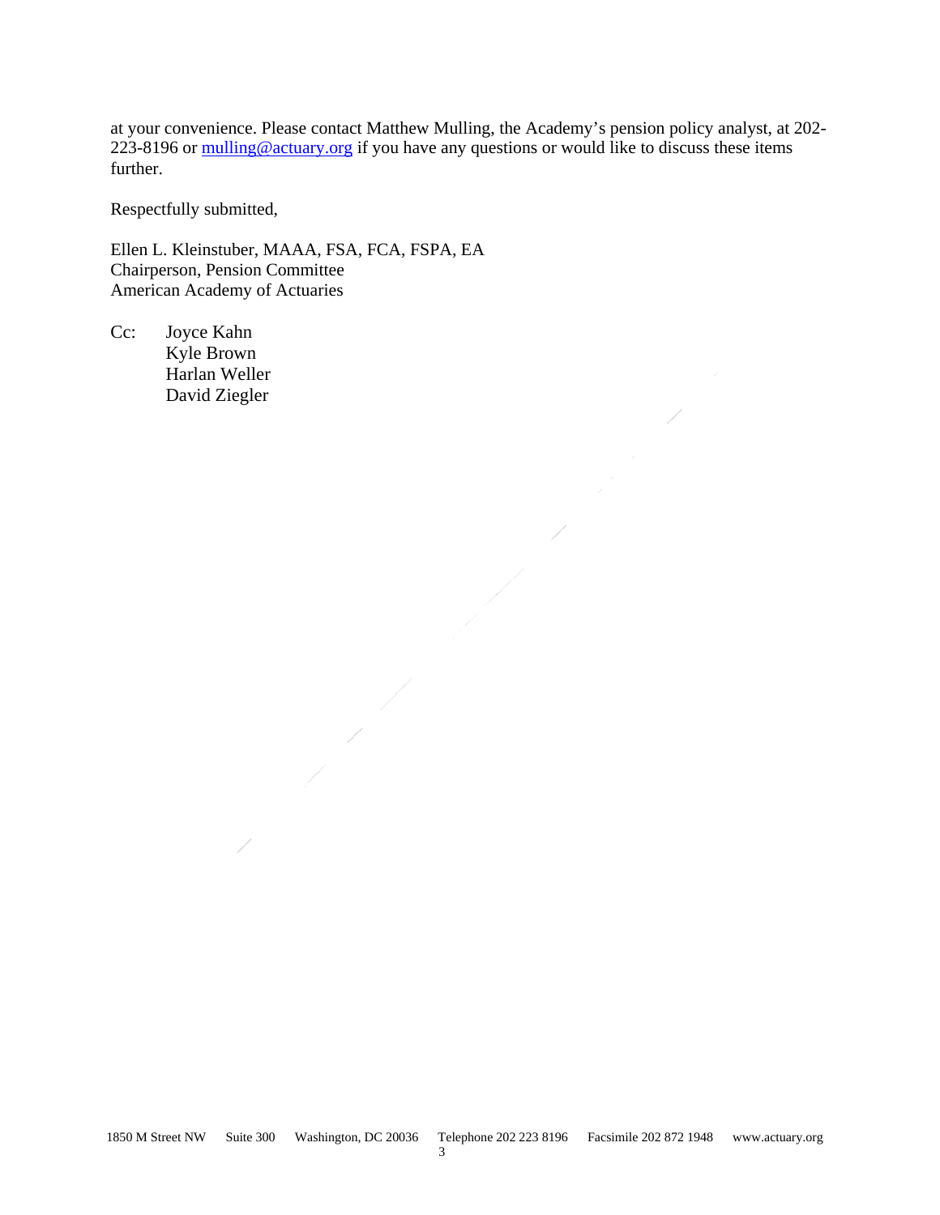at your convenience. Please contact Matthew Mulling, the Academy's pension policy analyst, at 202-223-8196 or [mulling@actuary.org](mailto:mulling@actuary.org) if you have any questions or would like to discuss these items further.

Respectfully submitted,

Ellen L. Kleinstuber, MAAA, FSA, FCA, FSPA, EA
Chairperson, Pension Committee
American Academy of Actuaries

Cc: Joyce Kahn
Kyle Brown
Harlan Weller
David Ziegler

1850 M Street NW Suite 300 Washington, DC 20036 Telephone 202 223 8196 Facsimile 202 872 1948 www.actuary.org